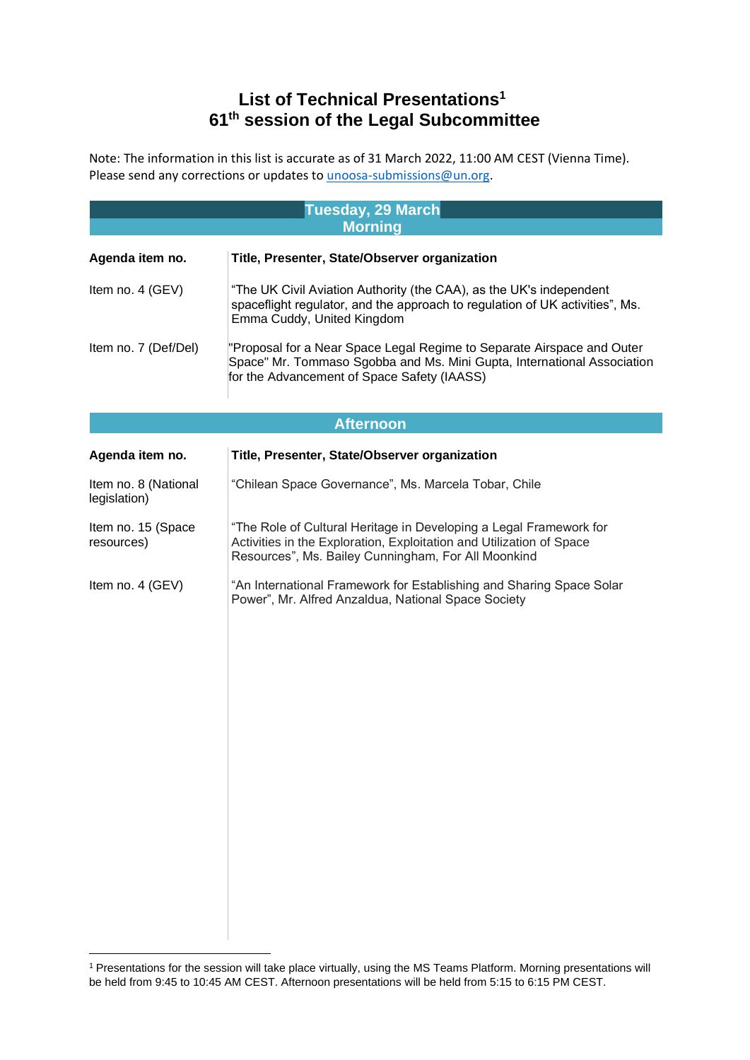# List of Technical Presentations[1]
## 61th session of the Legal Subcommittee

Note: The information in this list is accurate as of 31 March 2022, 11:00 AM CEST (Vienna Time). Please send any corrections or updates to unoosa-submissions@un.org.

### Tuesday, 29 March
### Morning

| Agenda item no. | Title, Presenter, State/Observer organization |
| --- | --- |
| Item no. 4 (GEV) | "The UK Civil Aviation Authority (the CAA), as the UK's independent spaceflight regulator, and the approach to regulation of UK activities", Ms. Emma Cuddy, United Kingdom |
| Item no. 7 (Def/Del) | "Proposal for a Near Space Legal Regime to Separate Airspace and Outer Space" Mr. Tommaso Sgobba and Ms. Mini Gupta, International Association for the Advancement of Space Safety (IAASS) |

### Afternoon

| Agenda item no. | Title, Presenter, State/Observer organization |
| --- | --- |
| Item no. 8 (National legislation) | "Chilean Space Governance", Ms. Marcela Tobar, Chile |
| Item no. 15 (Space resources) | "The Role of Cultural Heritage in Developing a Legal Framework for Activities in the Exploration, Exploitation and Utilization of Space Resources", Ms. Bailey Cunningham, For All Moonkind |
| Item no. 4 (GEV) | "An International Framework for Establishing and Sharing Space Solar Power", Mr. Alfred Anzaldua, National Space Society |

[1] Presentations for the session will take place virtually, using the MS Teams Platform. Morning presentations will be held from 9:45 to 10:45 AM CEST. Afternoon presentations will be held from 5:15 to 6:15 PM CEST.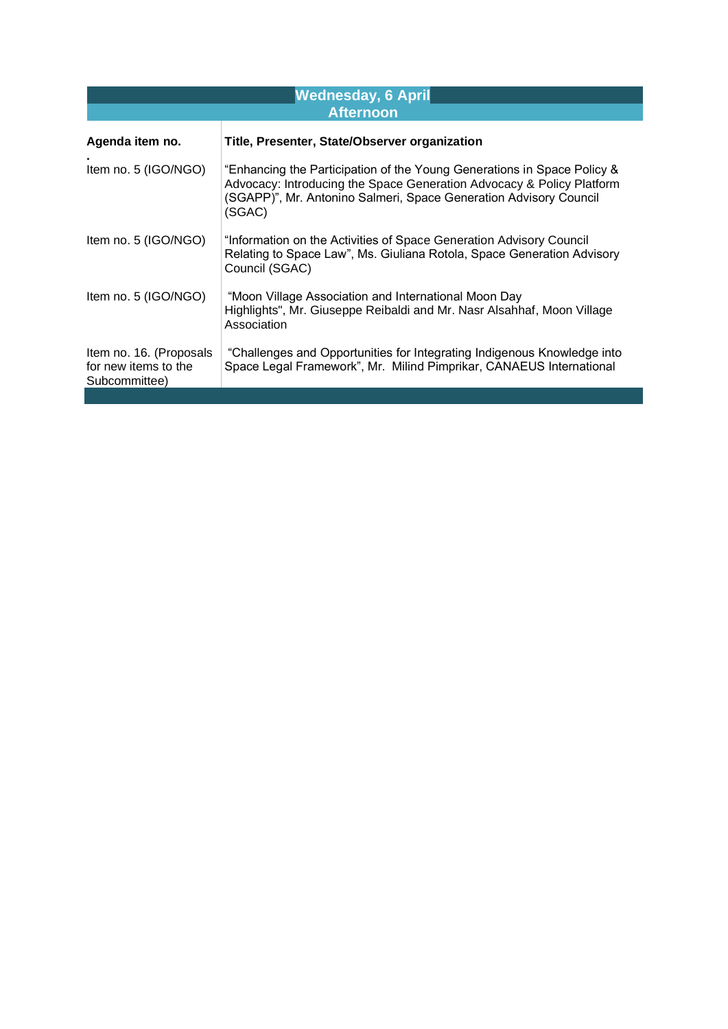## Wednesday, 6 April

### Afternoon

| Agenda item no. | Title, Presenter, State/Observer organization |
|---|---|
| Item no. 5 (IGO/NGO) | “Enhancing the Participation of the Young Generations in Space Policy & Advocacy: Introducing the Space Generation Advocacy & Policy Platform (SGAPP)”, Mr. Antonino Salmeri, Space Generation Advisory Council (SGAC) |
| Item no. 5 (IGO/NGO) | “Information on the Activities of Space Generation Advisory Council Relating to Space Law”, Ms. Giuliana Rotola, Space Generation Advisory Council (SGAC) |
| Item no. 5 (IGO/NGO) | “Moon Village Association and International Moon Day Highlights", Mr. Giuseppe Reibaldi and Mr. Nasr Alsahhaf, Moon Village Association |
| Item no. 16. (Proposals for new items to the Subcommittee) | “Challenges and Opportunities for Integrating Indigenous Knowledge into Space Legal Framework”, Mr. Milind Pimprikar, CANAEUS International |